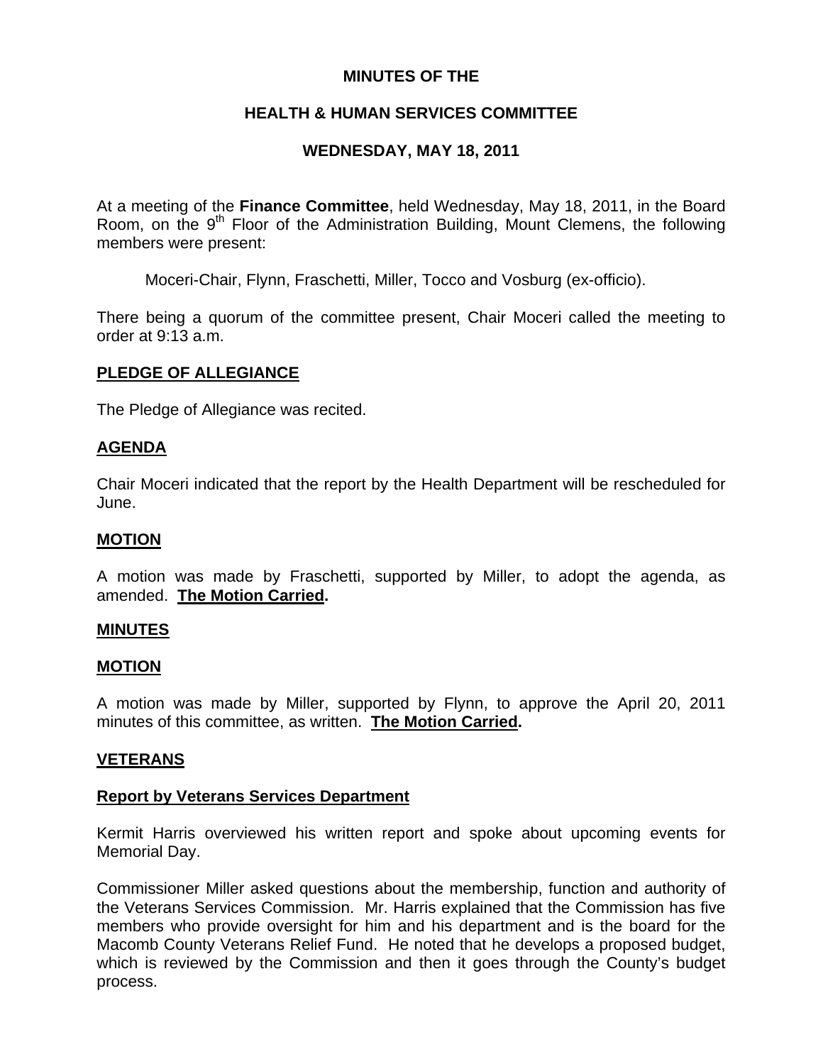# MINUTES OF THE

## HEALTH & HUMAN SERVICES COMMITTEE

### WEDNESDAY, MAY 18, 2011

At a meeting of the **Finance Committee**, held Wednesday, May 18, 2011, in the Board Room, on the 9th Floor of the Administration Building, Mount Clemens, the following members were present:

Moceri-Chair, Flynn, Fraschetti, Miller, Tocco and Vosburg (ex-officio).

There being a quorum of the committee present, Chair Moceri called the meeting to order at 9:13 a.m.

**PLEDGE OF ALLEGIANCE**

The Pledge of Allegiance was recited.

**AGENDA**

Chair Moceri indicated that the report by the Health Department will be rescheduled for June.

**MOTION**

A motion was made by Fraschetti, supported by Miller, to adopt the agenda, as amended. **The Motion Carried.**

**MINUTES**

**MOTION**

A motion was made by Miller, supported by Flynn, to approve the April 20, 2011 minutes of this committee, as written. **The Motion Carried.**

**VETERANS**

**Report by Veterans Services Department**

Kermit Harris overviewed his written report and spoke about upcoming events for Memorial Day.

Commissioner Miller asked questions about the membership, function and authority of the Veterans Services Commission. Mr. Harris explained that the Commission has five members who provide oversight for him and his department and is the board for the Macomb County Veterans Relief Fund. He noted that he develops a proposed budget, which is reviewed by the Commission and then it goes through the County's budget process.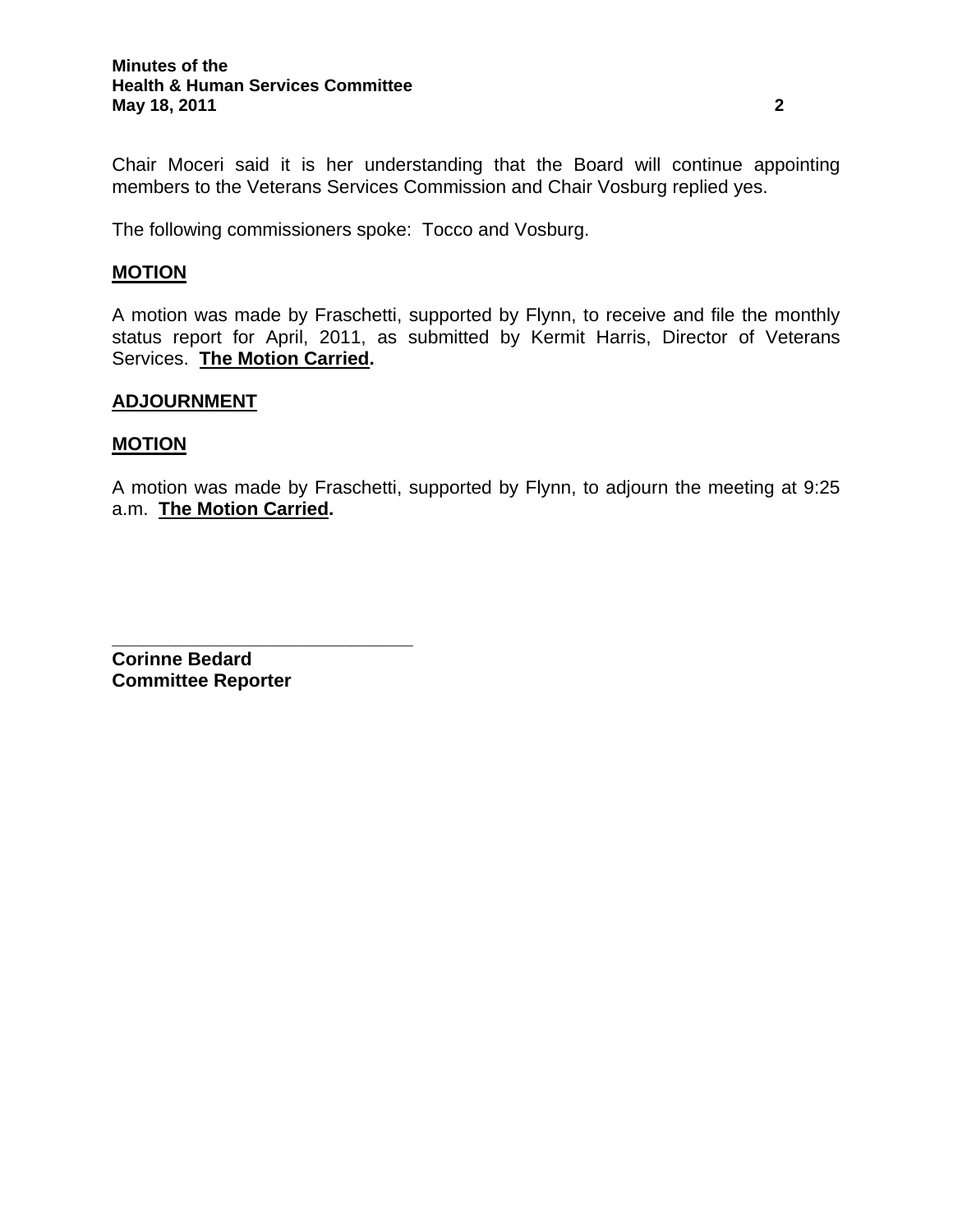Chair Moceri said it is her understanding that the Board will continue appointing members to the Veterans Services Commission and Chair Vosburg replied yes.

The following commissioners spoke: Tocco and Vosburg.

**MOTION**

A motion was made by Fraschetti, supported by Flynn, to receive and file the monthly status report for April, 2011, as submitted by Kermit Harris, Director of Veterans Services. **The Motion Carried.**

**ADJOURNMENT**

**MOTION**

A motion was made by Fraschetti, supported by Flynn, to adjourn the meeting at 9:25 a.m. **The Motion Carried.**

\_\_\_\_\_\_\_\_\_\_\_\_\_\_\_\_\_\_\_\_\_\_\_\_\_\_\_\_\_\_
**Corinne Bedard**
**Committee Reporter**